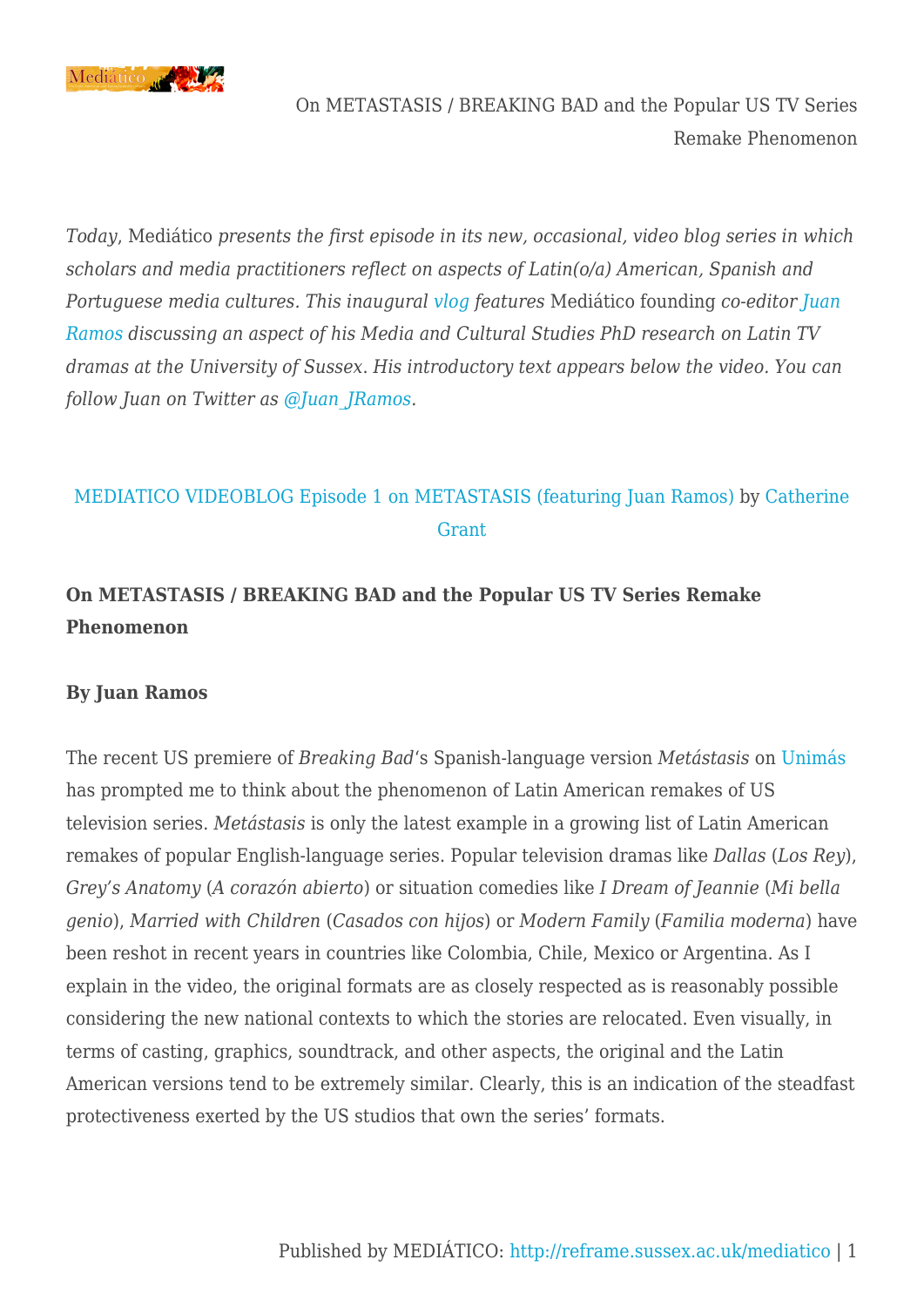*Today*, Mediático *presents the first episode in its new, occasional, video blog series in which scholars and media practitioners reflect on aspects of Latin(o/a) American, Spanish and Portuguese media cultures. This inaugural vlog features* Mediático founding *co-editor Juan Ramos discussing an aspect of his Media and Cultural Studies PhD research on Latin TV dramas at the University of Sussex. His introductory text appears below the video. You can follow Juan on Twitter as @Juan_JRamos.*

MEDIATICO VIDEOBLOG Episode 1 on METASTASIS (featuring Juan Ramos) by Catherine Grant

**On METASTASIS / BREAKING BAD and the Popular US TV Series Remake Phenomenon**

**By Juan Ramos**

The recent US premiere of *Breaking Bad*'s Spanish-language version *Metástasis* on Unimás has prompted me to think about the phenomenon of Latin American remakes of US television series. *Metástasis* is only the latest example in a growing list of Latin American remakes of popular English-language series. Popular television dramas like *Dallas* (*Los Rey*), *Grey's Anatomy* (*A corazón abierto*) or situation comedies like *I Dream of Jeannie* (*Mi bella genio*), *Married with Children* (*Casados con hijos*) or *Modern Family* (*Familia moderna*) have been reshot in recent years in countries like Colombia, Chile, Mexico or Argentina. As I explain in the video, the original formats are as closely respected as is reasonably possible considering the new national contexts to which the stories are relocated. Even visually, in terms of casting, graphics, soundtrack, and other aspects, the original and the Latin American versions tend to be extremely similar. Clearly, this is an indication of the steadfast protectiveness exerted by the US studios that own the series' formats.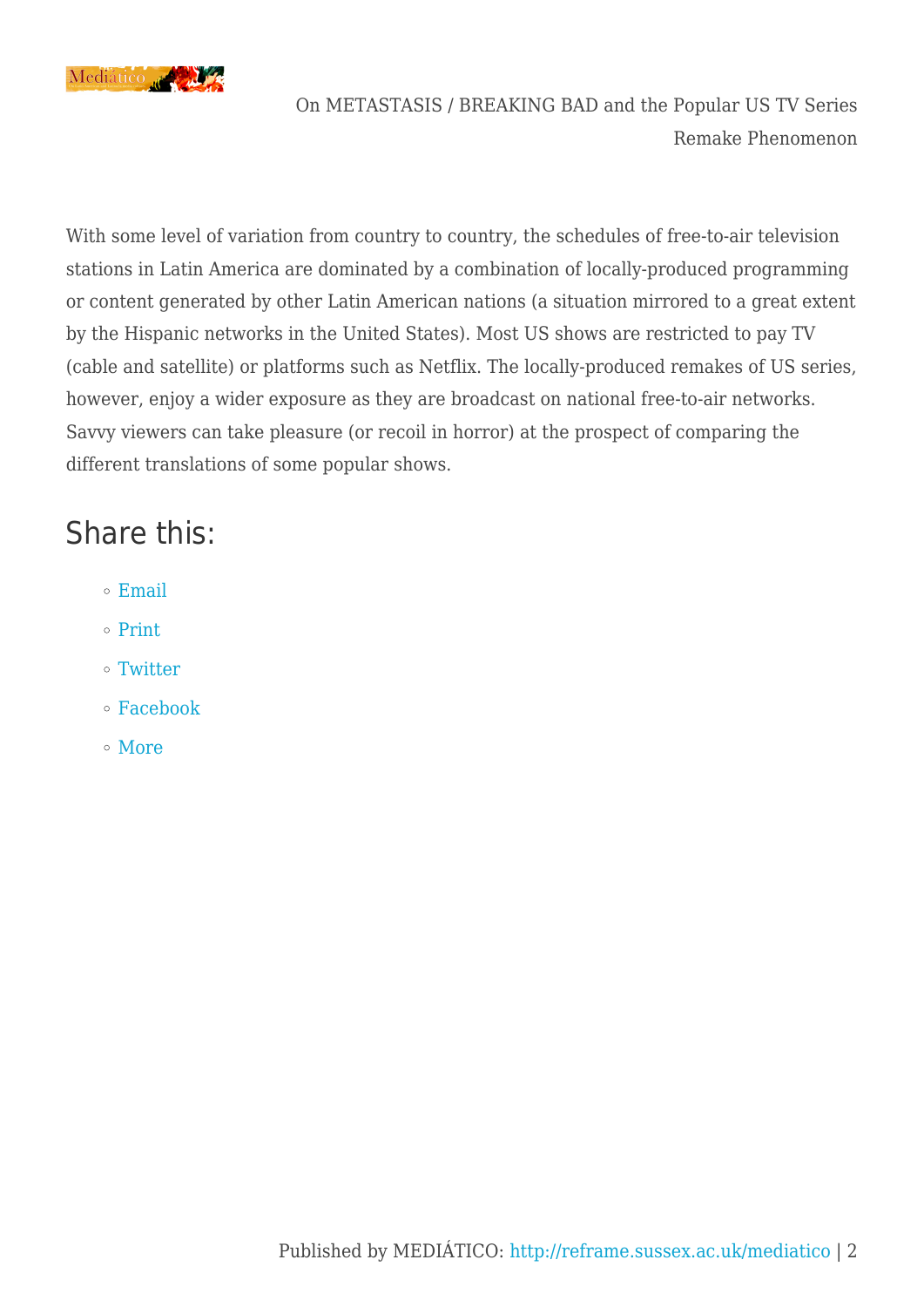With some level of variation from country to country, the schedules of free-to-air television stations in Latin America are dominated by a combination of locally-produced programming or content generated by other Latin American nations (a situation mirrored to a great extent by the Hispanic networks in the United States). Most US shows are restricted to pay TV (cable and satellite) or platforms such as Netflix. The locally-produced remakes of US series, however, enjoy a wider exposure as they are broadcast on national free-to-air networks. Savvy viewers can take pleasure (or recoil in horror) at the prospect of comparing the different translations of some popular shows.

## Share this:

- Email
- Print
- Twitter
- Facebook
- More